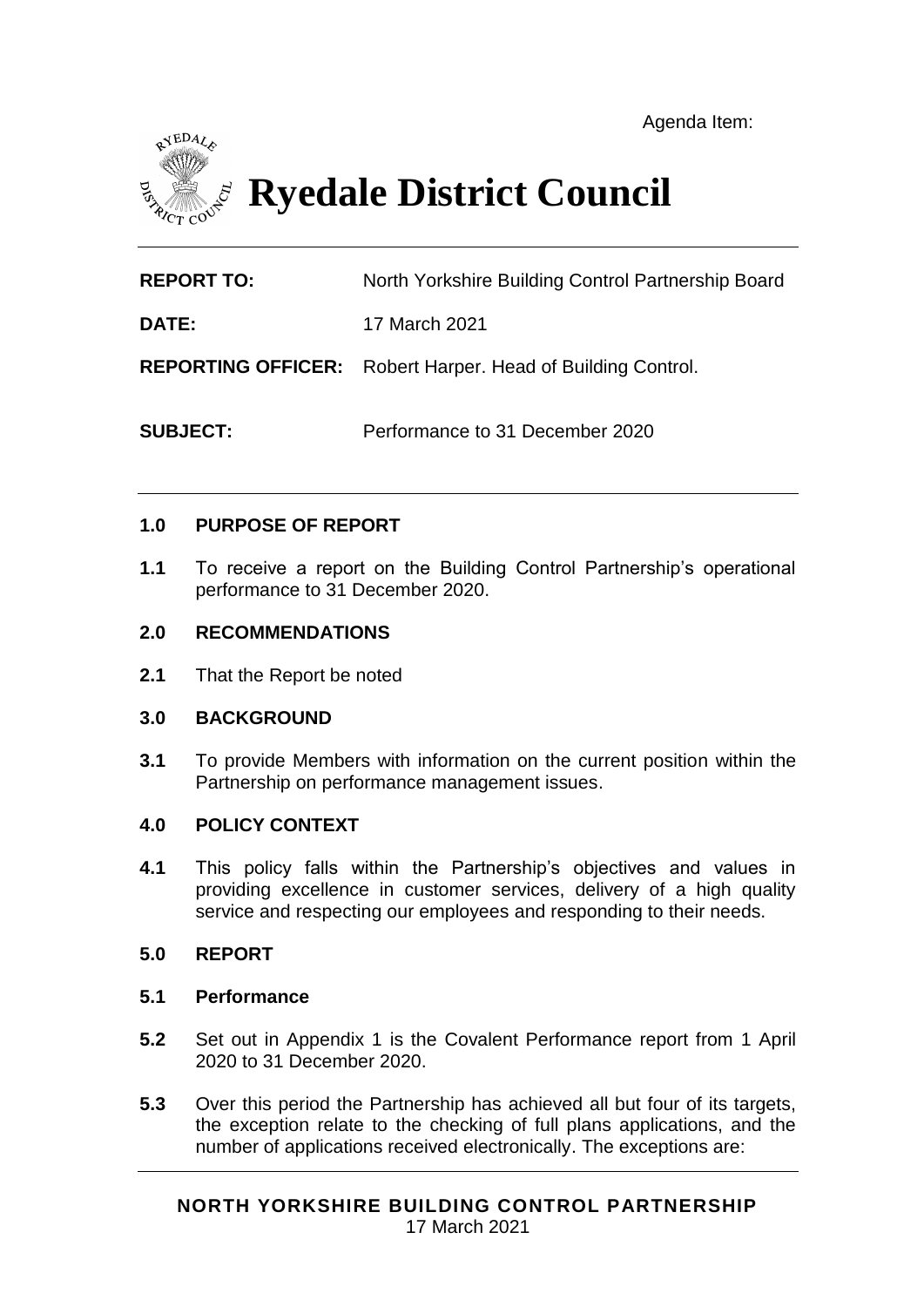Agenda Item:

# Ryedale District Council

| | |
|---|---|
| **REPORT TO:** | North Yorkshire Building Control Partnership Board |
| **DATE:** | 17 March 2021 |
| **REPORTING OFFICER:** | Robert Harper. Head of Building Control. |
| **SUBJECT:** | Performance to 31 December 2020 |

## 1.0 PURPOSE OF REPORT

**1.1** To receive a report on the Building Control Partnership's operational performance to 31 December 2020.

## 2.0 RECOMMENDATIONS

**2.1** That the Report be noted

## 3.0 BACKGROUND

**3.1** To provide Members with information on the current position within the Partnership on performance management issues.

## 4.0 POLICY CONTEXT

**4.1** This policy falls within the Partnership's objectives and values in providing excellence in customer services, delivery of a high quality service and respecting our employees and responding to their needs.

## 5.0 REPORT

### 5.1 Performance

**5.2** Set out in Appendix 1 is the Covalent Performance report from 1 April 2020 to 31 December 2020.

**5.3** Over this period the Partnership has achieved all but four of its targets, the exception relate to the checking of full plans applications, and the number of applications received electronically. The exceptions are: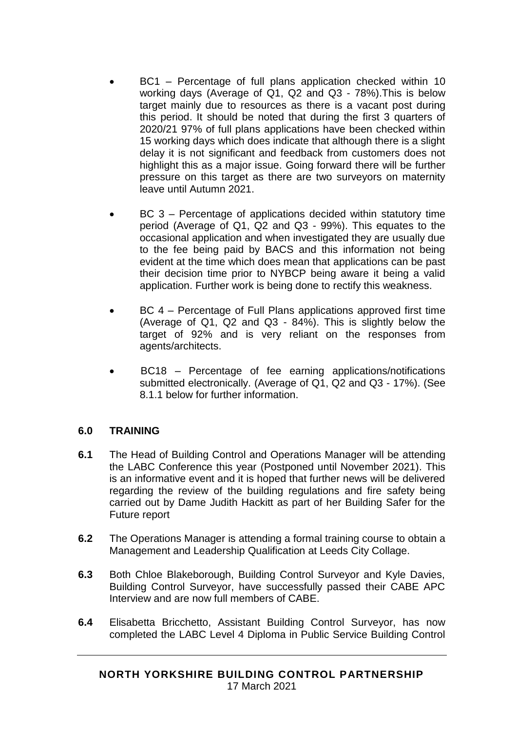- BC1 – Percentage of full plans application checked within 10 working days (Average of Q1, Q2 and Q3 - 78%).This is below target mainly due to resources as there is a vacant post during this period. It should be noted that during the first 3 quarters of 2020/21 97% of full plans applications have been checked within 15 working days which does indicate that although there is a slight delay it is not significant and feedback from customers does not highlight this as a major issue. Going forward there will be further pressure on this target as there are two surveyors on maternity leave until Autumn 2021.

- BC 3 – Percentage of applications decided within statutory time period (Average of Q1, Q2 and Q3 - 99%). This equates to the occasional application and when investigated they are usually due to the fee being paid by BACS and this information not being evident at the time which does mean that applications can be past their decision time prior to NYBCP being aware it being a valid application. Further work is being done to rectify this weakness.

- BC 4 – Percentage of Full Plans applications approved first time (Average of Q1, Q2 and Q3 - 84%). This is slightly below the target of 92% and is very reliant on the responses from agents/architects.

- BC18 – Percentage of fee earning applications/notifications submitted electronically. (Average of Q1, Q2 and Q3 - 17%). (See 8.1.1 below for further information.

## 6.0 TRAINING

**6.1** The Head of Building Control and Operations Manager will be attending the LABC Conference this year (Postponed until November 2021). This is an informative event and it is hoped that further news will be delivered regarding the review of the building regulations and fire safety being carried out by Dame Judith Hackitt as part of her Building Safer for the Future report

**6.2** The Operations Manager is attending a formal training course to obtain a Management and Leadership Qualification at Leeds City Collage.

**6.3** Both Chloe Blakeborough, Building Control Surveyor and Kyle Davies, Building Control Surveyor, have successfully passed their CABE APC Interview and are now full members of CABE.

**6.4** Elisabetta Bricchetto, Assistant Building Control Surveyor, has now completed the LABC Level 4 Diploma in Public Service Building Control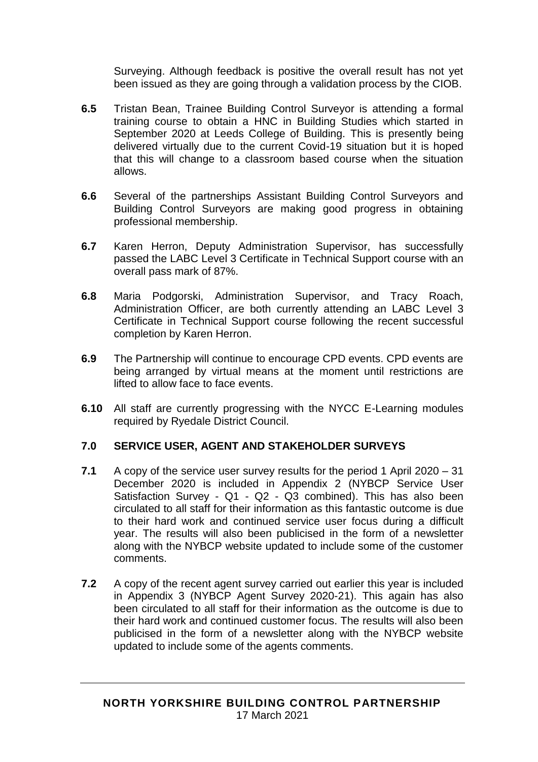Surveying. Although feedback is positive the overall result has not yet been issued as they are going through a validation process by the CIOB.

**6.5** Tristan Bean, Trainee Building Control Surveyor is attending a formal training course to obtain a HNC in Building Studies which started in September 2020 at Leeds College of Building. This is presently being delivered virtually due to the current Covid-19 situation but it is hoped that this will change to a classroom based course when the situation allows.

**6.6** Several of the partnerships Assistant Building Control Surveyors and Building Control Surveyors are making good progress in obtaining professional membership.

**6.7** Karen Herron, Deputy Administration Supervisor, has successfully passed the LABC Level 3 Certificate in Technical Support course with an overall pass mark of 87%.

**6.8** Maria Podgorski, Administration Supervisor, and Tracy Roach, Administration Officer, are both currently attending an LABC Level 3 Certificate in Technical Support course following the recent successful completion by Karen Herron.

**6.9** The Partnership will continue to encourage CPD events. CPD events are being arranged by virtual means at the moment until restrictions are lifted to allow face to face events.

**6.10** All staff are currently progressing with the NYCC E-Learning modules required by Ryedale District Council.

## 7.0 SERVICE USER, AGENT AND STAKEHOLDER SURVEYS

**7.1** A copy of the service user survey results for the period 1 April 2020 – 31 December 2020 is included in Appendix 2 (NYBCP Service User Satisfaction Survey - Q1 - Q2 - Q3 combined). This has also been circulated to all staff for their information as this fantastic outcome is due to their hard work and continued service user focus during a difficult year. The results will also been publicised in the form of a newsletter along with the NYBCP website updated to include some of the customer comments.

**7.2** A copy of the recent agent survey carried out earlier this year is included in Appendix 3 (NYBCP Agent Survey 2020-21). This again has also been circulated to all staff for their information as the outcome is due to their hard work and continued customer focus. The results will also been publicised in the form of a newsletter along with the NYBCP website updated to include some of the agents comments.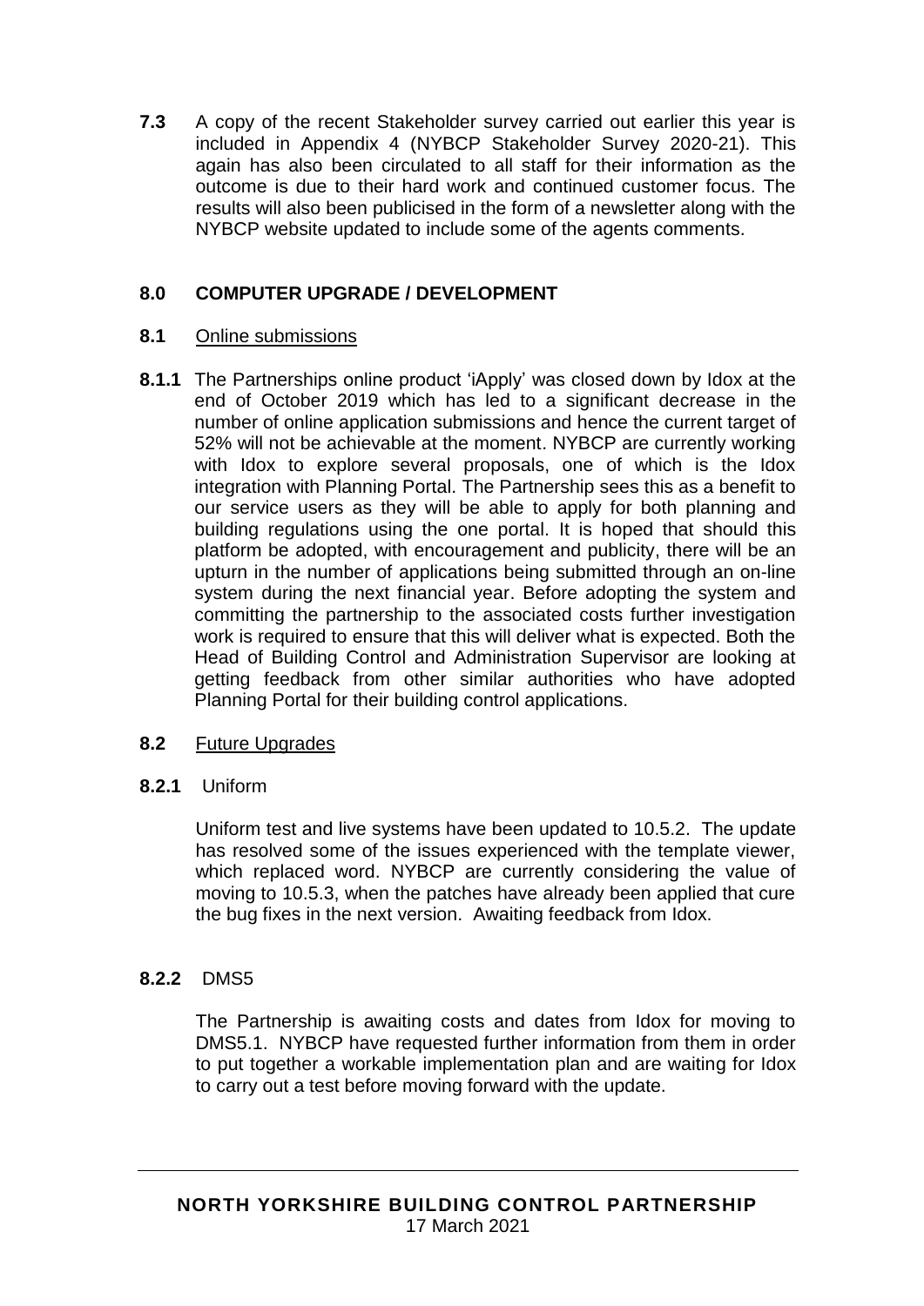**7.3** A copy of the recent Stakeholder survey carried out earlier this year is included in Appendix 4 (NYBCP Stakeholder Survey 2020-21). This again has also been circulated to all staff for their information as the outcome is due to their hard work and continued customer focus. The results will also been publicised in the form of a newsletter along with the NYBCP website updated to include some of the agents comments.

## 8.0 COMPUTER UPGRADE / DEVELOPMENT

### 8.1 Online submissions

**8.1.1** The Partnerships online product 'iApply' was closed down by Idox at the end of October 2019 which has led to a significant decrease in the number of online application submissions and hence the current target of 52% will not be achievable at the moment. NYBCP are currently working with Idox to explore several proposals, one of which is the Idox integration with Planning Portal. The Partnership sees this as a benefit to our service users as they will be able to apply for both planning and building regulations using the one portal. It is hoped that should this platform be adopted, with encouragement and publicity, there will be an upturn in the number of applications being submitted through an on-line system during the next financial year. Before adopting the system and committing the partnership to the associated costs further investigation work is required to ensure that this will deliver what is expected. Both the Head of Building Control and Administration Supervisor are looking at getting feedback from other similar authorities who have adopted Planning Portal for their building control applications.

### 8.2 Future Upgrades

**8.2.1** Uniform

Uniform test and live systems have been updated to 10.5.2. The update has resolved some of the issues experienced with the template viewer, which replaced word. NYBCP are currently considering the value of moving to 10.5.3, when the patches have already been applied that cure the bug fixes in the next version. Awaiting feedback from Idox.

**8.2.2** DMS5

The Partnership is awaiting costs and dates from Idox for moving to DMS5.1. NYBCP have requested further information from them in order to put together a workable implementation plan and are waiting for Idox to carry out a test before moving forward with the update.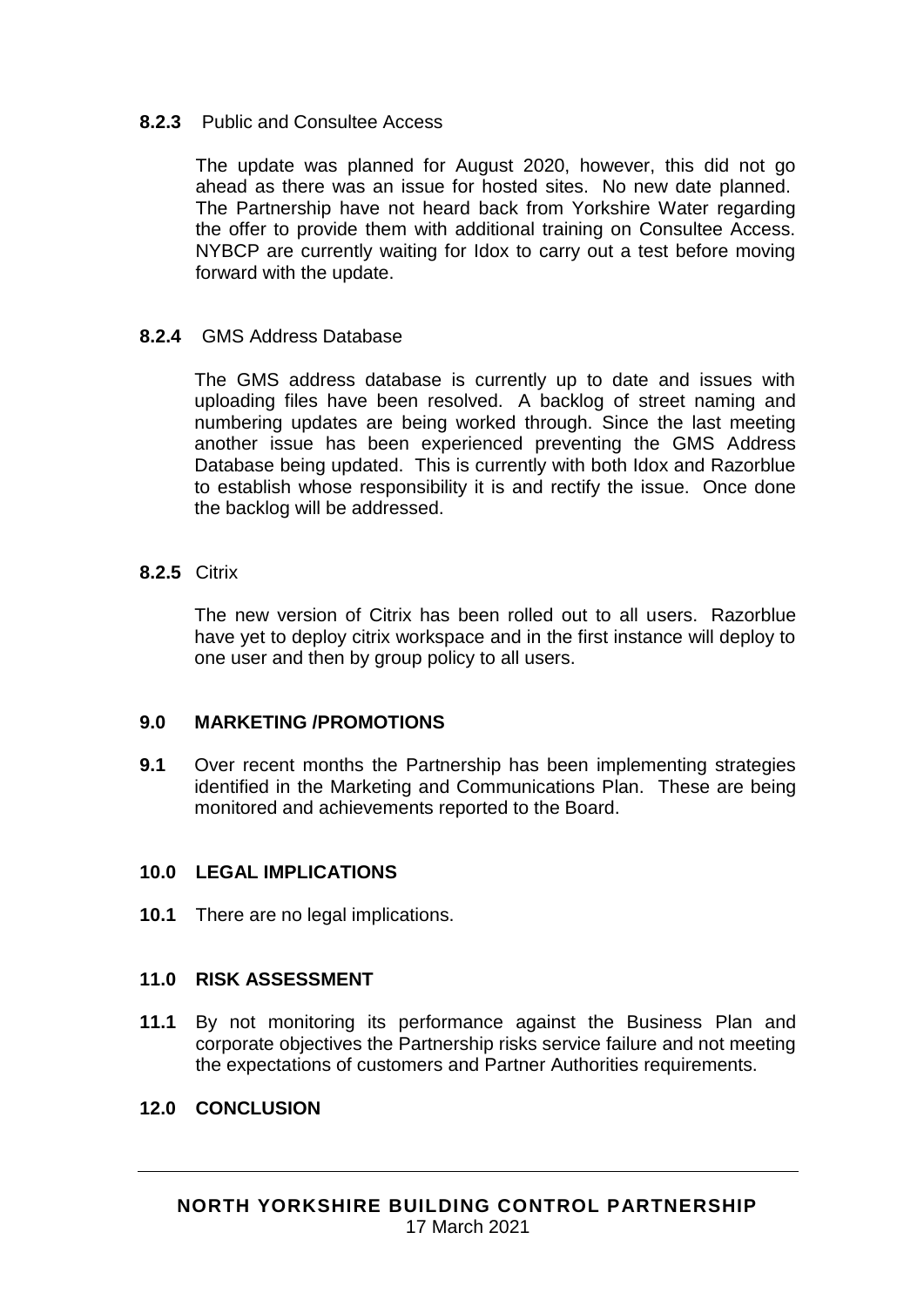**8.2.3** Public and Consultee Access

The update was planned for August 2020, however, this did not go ahead as there was an issue for hosted sites. No new date planned. The Partnership have not heard back from Yorkshire Water regarding the offer to provide them with additional training on Consultee Access. NYBCP are currently waiting for Idox to carry out a test before moving forward with the update.

**8.2.4** GMS Address Database

The GMS address database is currently up to date and issues with uploading files have been resolved. A backlog of street naming and numbering updates are being worked through. Since the last meeting another issue has been experienced preventing the GMS Address Database being updated. This is currently with both Idox and Razorblue to establish whose responsibility it is and rectify the issue. Once done the backlog will be addressed.

**8.2.5** Citrix

The new version of Citrix has been rolled out to all users. Razorblue have yet to deploy citrix workspace and in the first instance will deploy to one user and then by group policy to all users.

## 9.0 MARKETING /PROMOTIONS

**9.1** Over recent months the Partnership has been implementing strategies identified in the Marketing and Communications Plan. These are being monitored and achievements reported to the Board.

## 10.0 LEGAL IMPLICATIONS

**10.1** There are no legal implications.

## 11.0 RISK ASSESSMENT

**11.1** By not monitoring its performance against the Business Plan and corporate objectives the Partnership risks service failure and not meeting the expectations of customers and Partner Authorities requirements.

## 12.0 CONCLUSION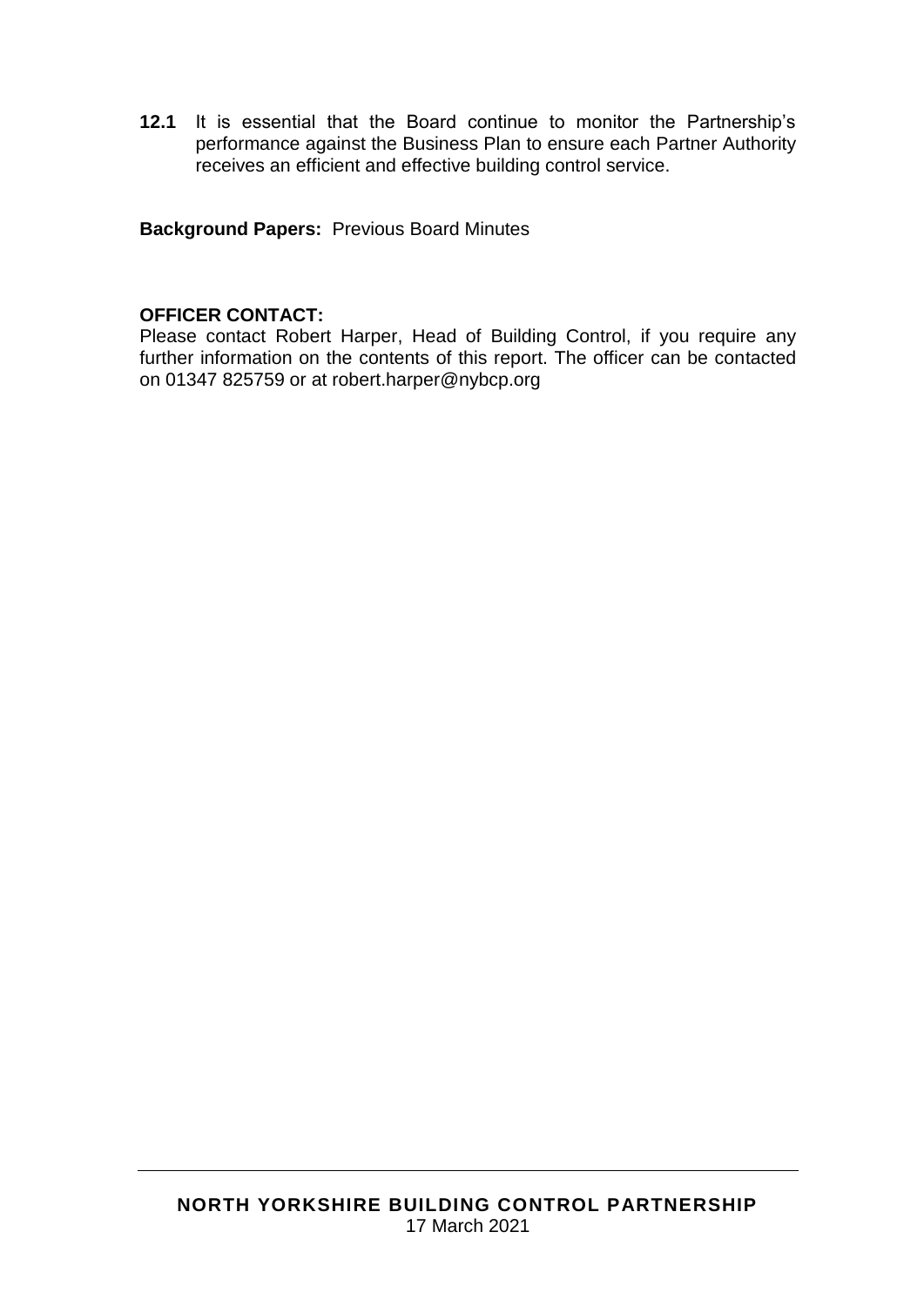**12.1** It is essential that the Board continue to monitor the Partnership's performance against the Business Plan to ensure each Partner Authority receives an efficient and effective building control service.

**Background Papers:** Previous Board Minutes

**OFFICER CONTACT:**
Please contact Robert Harper, Head of Building Control, if you require any further information on the contents of this report. The officer can be contacted on 01347 825759 or at robert.harper@nybcp.org